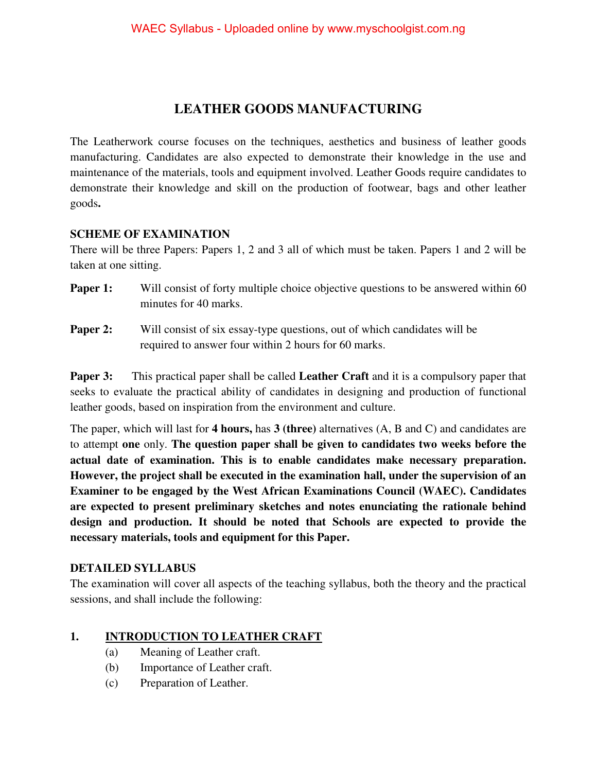# LEATHER GOODS MANUFACTURING

The Leatherwork course focuses on the techniques, aesthetics and business of leather goods manufacturing. Candidates are also expected to demonstrate their knowledge in the use and maintenance of the materials, tools and equipment involved. Leather Goods require candidates to demonstrate their knowledge and skill on the production of footwear, bags and other leather goods**.**

## SCHEME OF EXAMINATION

There will be three Papers: Papers 1, 2 and 3 all of which must be taken. Papers 1 and 2 will be taken at one sitting.

**Paper 1:** Will consist of forty multiple choice objective questions to be answered within 60 minutes for 40 marks.

**Paper 2:** Will consist of six essay-type questions, out of which candidates will be required to answer four within 2 hours for 60 marks.

**Paper 3:** This practical paper shall be called **Leather Craft** and it is a compulsory paper that seeks to evaluate the practical ability of candidates in designing and production of functional leather goods, based on inspiration from the environment and culture.

The paper, which will last for **4 hours,** has **3 (three)** alternatives (A, B and C) and candidates are to attempt **one** only. **The question paper shall be given to candidates two weeks before the actual date of examination. This is to enable candidates make necessary preparation. However, the project shall be executed in the examination hall, under the supervision of an Examiner to be engaged by the West African Examinations Council (WAEC). Candidates are expected to present preliminary sketches and notes enunciating the rationale behind design and production. It should be noted that Schools are expected to provide the necessary materials, tools and equipment for this Paper.**

## DETAILED SYLLABUS

The examination will cover all aspects of the teaching syllabus, both the theory and the practical sessions, and shall include the following:

### 1. INTRODUCTION TO LEATHER CRAFT

(a) Meaning of Leather craft.
(b) Importance of Leather craft.
(c) Preparation of Leather.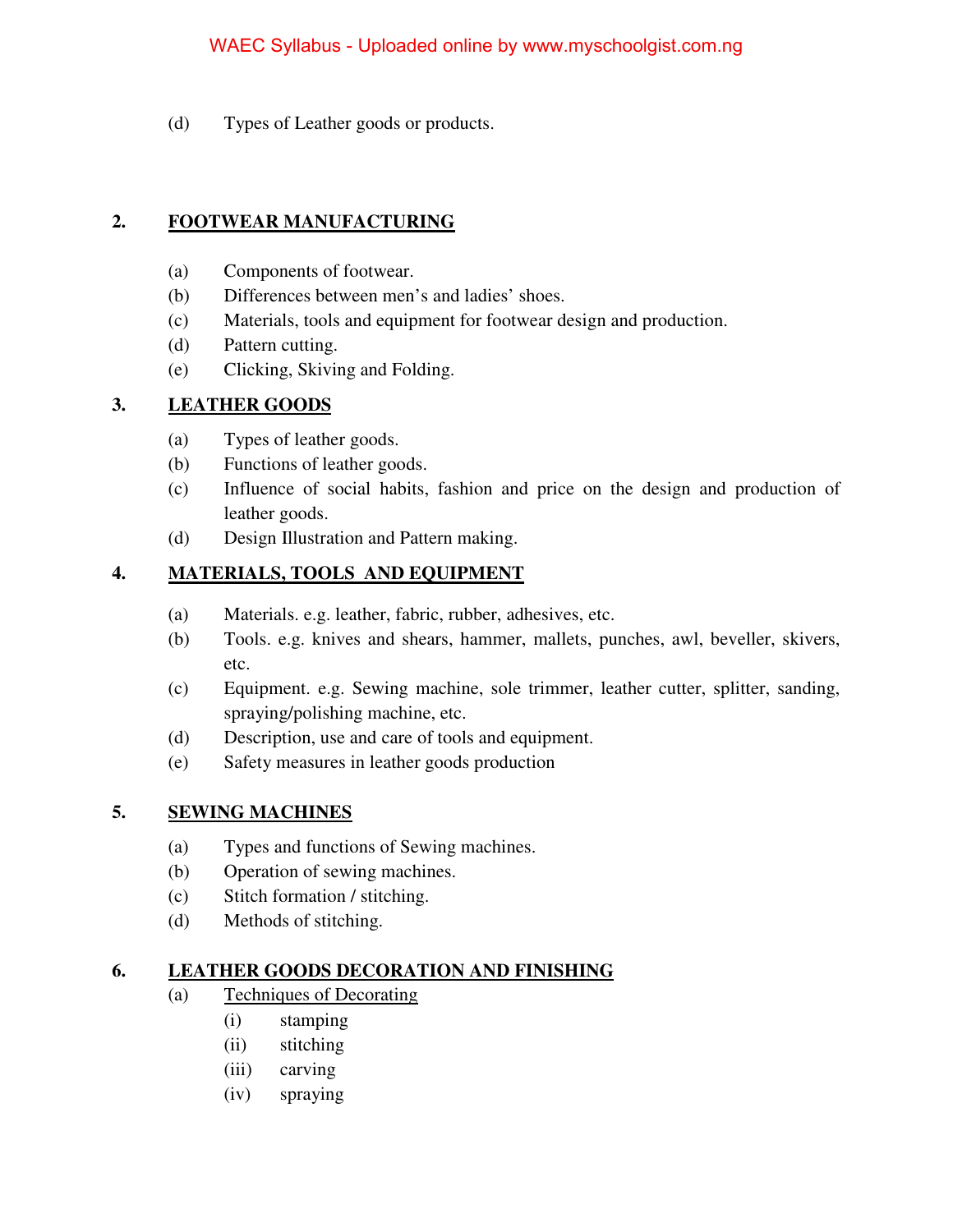(d) Types of Leather goods or products.

## 2. FOOTWEAR MANUFACTURING

(a) Components of footwear.
(b) Differences between men's and ladies' shoes.
(c) Materials, tools and equipment for footwear design and production.
(d) Pattern cutting.
(e) Clicking, Skiving and Folding.

## 3. LEATHER GOODS

(a) Types of leather goods.
(b) Functions of leather goods.
(c) Influence of social habits, fashion and price on the design and production of leather goods.
(d) Design Illustration and Pattern making.

## 4. MATERIALS, TOOLS AND EQUIPMENT

(a) Materials. e.g. leather, fabric, rubber, adhesives, etc.
(b) Tools. e.g. knives and shears, hammer, mallets, punches, awl, beveller, skivers, etc.
(c) Equipment. e.g. Sewing machine, sole trimmer, leather cutter, splitter, sanding, spraying/polishing machine, etc.
(d) Description, use and care of tools and equipment.
(e) Safety measures in leather goods production

## 5. SEWING MACHINES

(a) Types and functions of Sewing machines.
(b) Operation of sewing machines.
(c) Stitch formation / stitching.
(d) Methods of stitching.

## 6. LEATHER GOODS DECORATION AND FINISHING

(a) Techniques of Decorating
   (i) stamping
   (ii) stitching
   (iii) carving
   (iv) spraying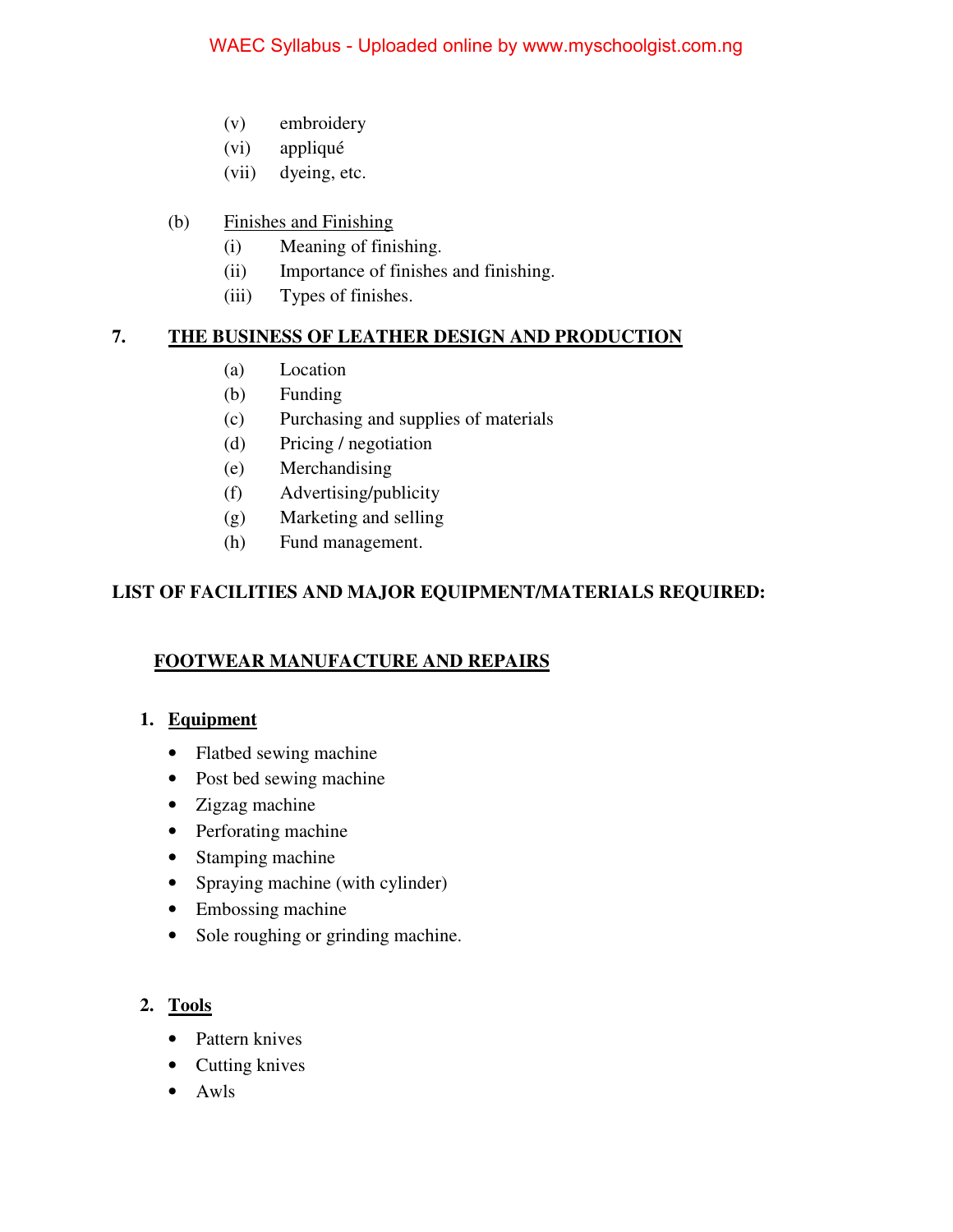(v) embroidery
(vi) appliqué
(vii) dyeing, etc.

(b) <u>Finishes and Finishing</u>
(i) Meaning of finishing.
(ii) Importance of finishes and finishing.
(iii) Types of finishes.

## 7. THE BUSINESS OF LEATHER DESIGN AND PRODUCTION

(a) Location
(b) Funding
(c) Purchasing and supplies of materials
(d) Pricing / negotiation
(e) Merchandising
(f) Advertising/publicity
(g) Marketing and selling
(h) Fund management.

## LIST OF FACILITIES AND MAJOR EQUIPMENT/MATERIALS REQUIRED:

### FOOTWEAR MANUFACTURE AND REPAIRS

1. **Equipment**
   - Flatbed sewing machine
   - Post bed sewing machine
   - Zigzag machine
   - Perforating machine
   - Stamping machine
   - Spraying machine (with cylinder)
   - Embossing machine
   - Sole roughing or grinding machine.

2. **Tools**
   - Pattern knives
   - Cutting knives
   - Awls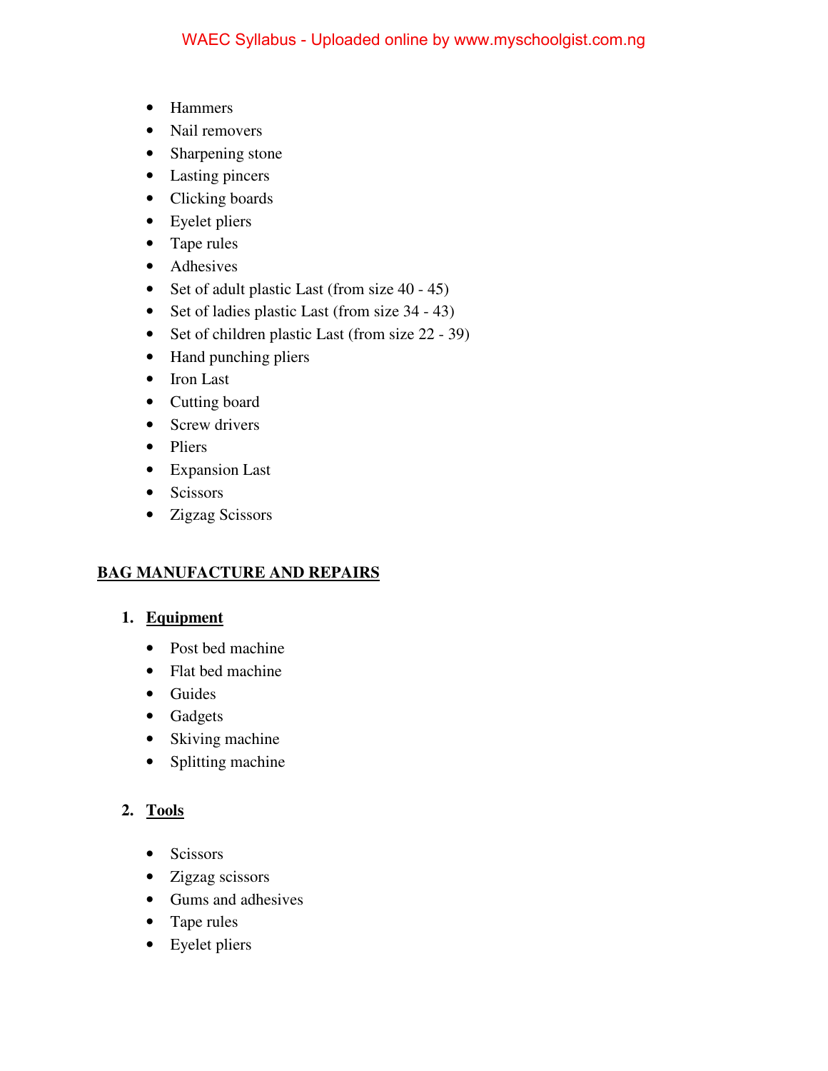- Hammers
- Nail removers
- Sharpening stone
- Lasting pincers
- Clicking boards
- Eyelet pliers
- Tape rules
- Adhesives
- Set of adult plastic Last (from size 40 - 45)
- Set of ladies plastic Last (from size 34 - 43)
- Set of children plastic Last (from size 22 - 39)
- Hand punching pliers
- Iron Last
- Cutting board
- Screw drivers
- Pliers
- Expansion Last
- Scissors
- Zigzag Scissors

## BAG MANUFACTURE AND REPAIRS

1. **Equipment**

   - Post bed machine
   - Flat bed machine
   - Guides
   - Gadgets
   - Skiving machine
   - Splitting machine

2. **Tools**

   - Scissors
   - Zigzag scissors
   - Gums and adhesives
   - Tape rules
   - Eyelet pliers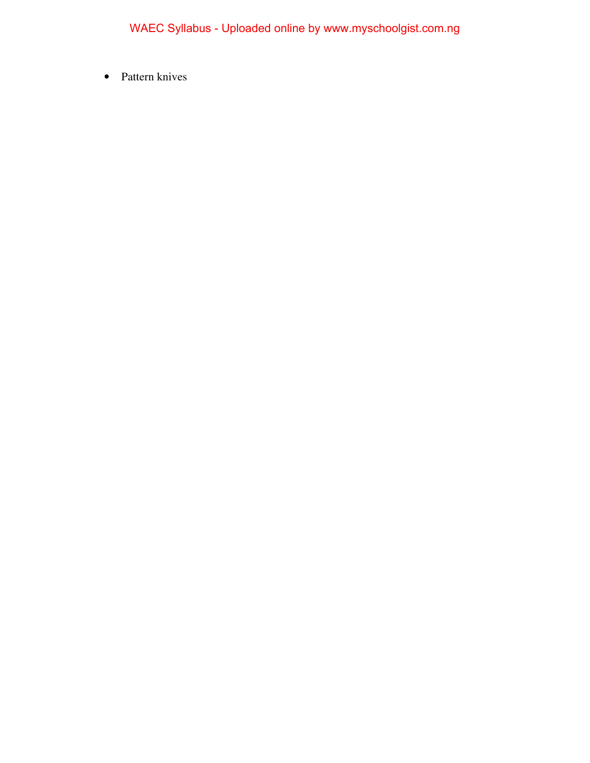- Pattern knives